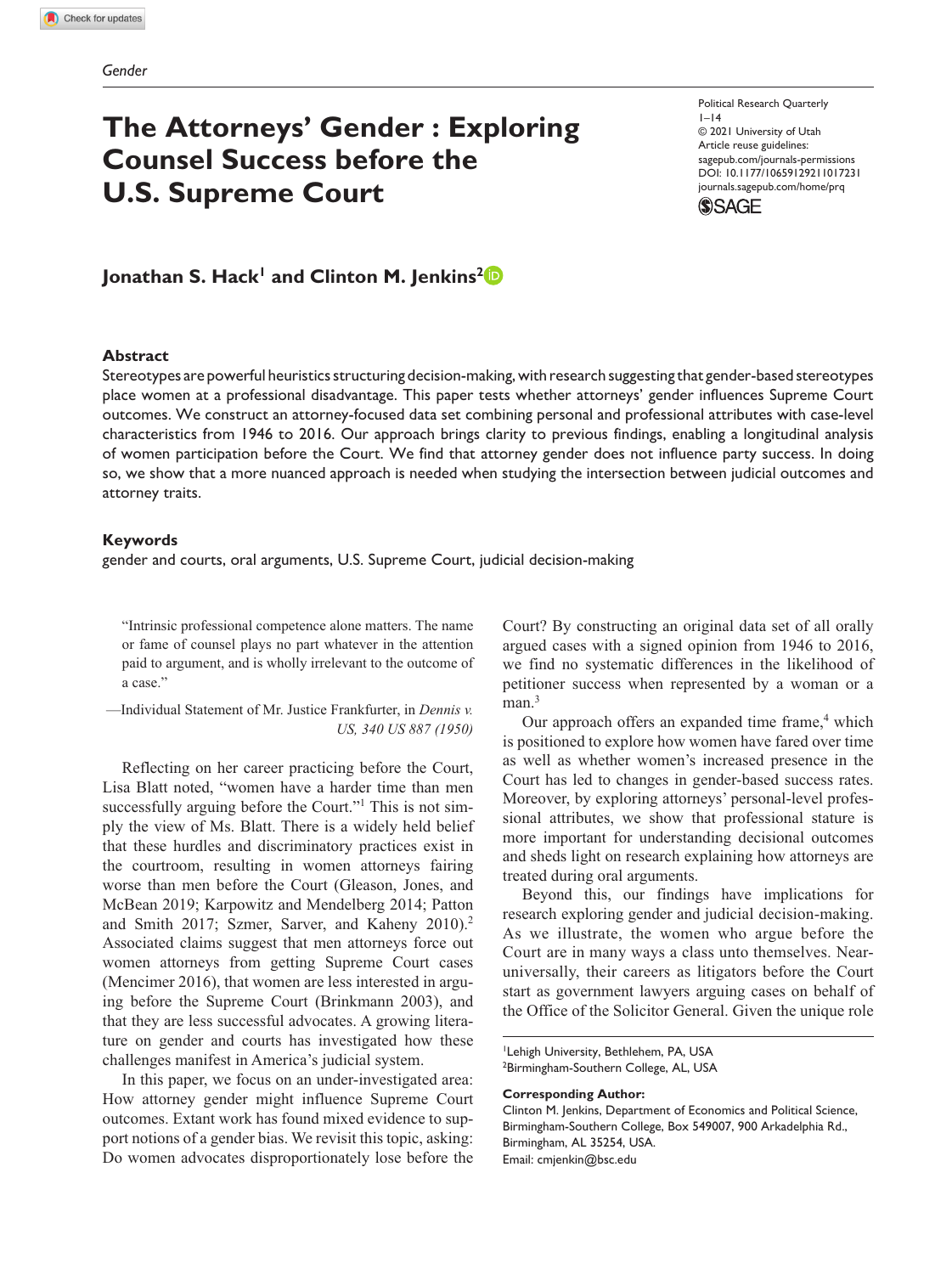Gender

# The Attorneys' Gender : Exploring Counsel Success before the U.S. Supreme Court

Political Research Quarterly
1–14
© 2021 University of Utah
Article reuse guidelines:
sagepub.com/journals-permissions
DOI: 10.1177/10659129211017231
journals.sagepub.com/home/prq

**Jonathan S. Hack[1] and Clinton M. Jenkins[2]**

## Abstract

Stereotypes are powerful heuristics structuring decision-making, with research suggesting that gender-based stereotypes place women at a professional disadvantage. This paper tests whether attorneys' gender influences Supreme Court outcomes. We construct an attorney-focused data set combining personal and professional attributes with case-level characteristics from 1946 to 2016. Our approach brings clarity to previous findings, enabling a longitudinal analysis of women participation before the Court. We find that attorney gender does not influence party success. In doing so, we show that a more nuanced approach is needed when studying the intersection between judicial outcomes and attorney traits.

## Keywords

gender and courts, oral arguments, U.S. Supreme Court, judicial decision-making

> "Intrinsic professional competence alone matters. The name or fame of counsel plays no part whatever in the attention paid to argument, and is wholly irrelevant to the outcome of a case."
>
> —Individual Statement of Mr. Justice Frankfurter, in *Dennis v. US, 340 US 887 (1950)*

Reflecting on her career practicing before the Court, Lisa Blatt noted, "women have a harder time than men successfully arguing before the Court."[1] This is not simply the view of Ms. Blatt. There is a widely held belief that these hurdles and discriminatory practices exist in the courtroom, resulting in women attorneys fairing worse than men before the Court (Gleason, Jones, and McBean 2019; Karpowitz and Mendelberg 2014; Patton and Smith 2017; Szmer, Sarver, and Kaheny 2010).[2] Associated claims suggest that men attorneys force out women attorneys from getting Supreme Court cases (Mencimer 2016), that women are less interested in arguing before the Supreme Court (Brinkmann 2003), and that they are less successful advocates. A growing literature on gender and courts has investigated how these challenges manifest in America's judicial system.

In this paper, we focus on an under-investigated area: How attorney gender might influence Supreme Court outcomes. Extant work has found mixed evidence to support notions of a gender bias. We revisit this topic, asking: Do women advocates disproportionately lose before the Court? By constructing an original data set of all orally argued cases with a signed opinion from 1946 to 2016, we find no systematic differences in the likelihood of petitioner success when represented by a woman or a man.[3]

Our approach offers an expanded time frame,[4] which is positioned to explore how women have fared over time as well as whether women's increased presence in the Court has led to changes in gender-based success rates. Moreover, by exploring attorneys' personal-level professional attributes, we show that professional stature is more important for understanding decisional outcomes and sheds light on research explaining how attorneys are treated during oral arguments.

Beyond this, our findings have implications for research exploring gender and judicial decision-making. As we illustrate, the women who argue before the Court are in many ways a class unto themselves. Near-universally, their careers as litigators before the Court start as government lawyers arguing cases on behalf of the Office of the Solicitor General. Given the unique role

[1]Lehigh University, Bethlehem, PA, USA
[2]Birmingham-Southern College, AL, USA

**Corresponding Author:**
Clinton M. Jenkins, Department of Economics and Political Science, Birmingham-Southern College, Box 549007, 900 Arkadelphia Rd., Birmingham, AL 35254, USA.
Email: cmjenkin@bsc.edu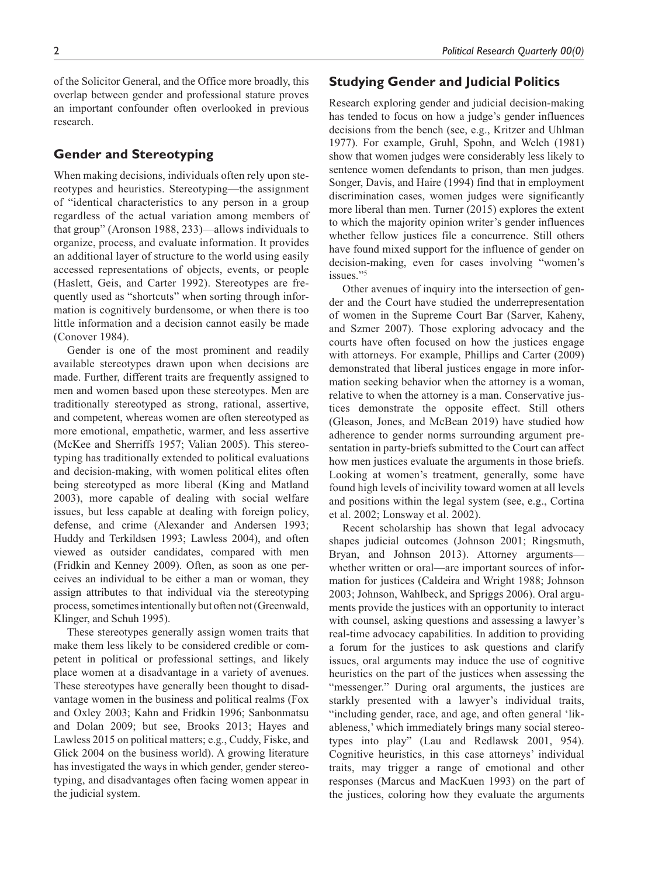of the Solicitor General, and the Office more broadly, this overlap between gender and professional stature proves an important confounder often overlooked in previous research.

## Gender and Stereotyping

When making decisions, individuals often rely upon stereotypes and heuristics. Stereotyping—the assignment of "identical characteristics to any person in a group regardless of the actual variation among members of that group" (Aronson 1988, 233)—allows individuals to organize, process, and evaluate information. It provides an additional layer of structure to the world using easily accessed representations of objects, events, or people (Haslett, Geis, and Carter 1992). Stereotypes are frequently used as "shortcuts" when sorting through information is cognitively burdensome, or when there is too little information and a decision cannot easily be made (Conover 1984).

Gender is one of the most prominent and readily available stereotypes drawn upon when decisions are made. Further, different traits are frequently assigned to men and women based upon these stereotypes. Men are traditionally stereotyped as strong, rational, assertive, and competent, whereas women are often stereotyped as more emotional, empathetic, warmer, and less assertive (McKee and Sherriffs 1957; Valian 2005). This stereotyping has traditionally extended to political evaluations and decision-making, with women political elites often being stereotyped as more liberal (King and Matland 2003), more capable of dealing with social welfare issues, but less capable at dealing with foreign policy, defense, and crime (Alexander and Andersen 1993; Huddy and Terkildsen 1993; Lawless 2004), and often viewed as outsider candidates, compared with men (Fridkin and Kenney 2009). Often, as soon as one perceives an individual to be either a man or woman, they assign attributes to that individual via the stereotyping process, sometimes intentionally but often not (Greenwald, Klinger, and Schuh 1995).

These stereotypes generally assign women traits that make them less likely to be considered credible or competent in political or professional settings, and likely place women at a disadvantage in a variety of avenues. These stereotypes have generally been thought to disadvantage women in the business and political realms (Fox and Oxley 2003; Kahn and Fridkin 1996; Sanbonmatsu and Dolan 2009; but see, Brooks 2013; Hayes and Lawless 2015 on political matters; e.g., Cuddy, Fiske, and Glick 2004 on the business world). A growing literature has investigated the ways in which gender, gender stereotyping, and disadvantages often facing women appear in the judicial system.

## Studying Gender and Judicial Politics

Research exploring gender and judicial decision-making has tended to focus on how a judge's gender influences decisions from the bench (see, e.g., Kritzer and Uhlman 1977). For example, Gruhl, Spohn, and Welch (1981) show that women judges were considerably less likely to sentence women defendants to prison, than men judges. Songer, Davis, and Haire (1994) find that in employment discrimination cases, women judges were significantly more liberal than men. Turner (2015) explores the extent to which the majority opinion writer's gender influences whether fellow justices file a concurrence. Still others have found mixed support for the influence of gender on decision-making, even for cases involving "women's issues."[5]

Other avenues of inquiry into the intersection of gender and the Court have studied the underrepresentation of women in the Supreme Court Bar (Sarver, Kaheny, and Szmer 2007). Those exploring advocacy and the courts have often focused on how the justices engage with attorneys. For example, Phillips and Carter (2009) demonstrated that liberal justices engage in more information seeking behavior when the attorney is a woman, relative to when the attorney is a man. Conservative justices demonstrate the opposite effect. Still others (Gleason, Jones, and McBean 2019) have studied how adherence to gender norms surrounding argument presentation in party-briefs submitted to the Court can affect how men justices evaluate the arguments in those briefs. Looking at women's treatment, generally, some have found high levels of incivility toward women at all levels and positions within the legal system (see, e.g., Cortina et al. 2002; Lonsway et al. 2002).

Recent scholarship has shown that legal advocacy shapes judicial outcomes (Johnson 2001; Ringsmuth, Bryan, and Johnson 2013). Attorney arguments—whether written or oral—are important sources of information for justices (Caldeira and Wright 1988; Johnson 2003; Johnson, Wahlbeck, and Spriggs 2006). Oral arguments provide the justices with an opportunity to interact with counsel, asking questions and assessing a lawyer's real-time advocacy capabilities. In addition to providing a forum for the justices to ask questions and clarify issues, oral arguments may induce the use of cognitive heuristics on the part of the justices when assessing the "messenger." During oral arguments, the justices are starkly presented with a lawyer's individual traits, "including gender, race, and age, and often general 'likableness,' which immediately brings many social stereotypes into play" (Lau and Redlawsk 2001, 954). Cognitive heuristics, in this case attorneys' individual traits, may trigger a range of emotional and other responses (Marcus and MacKuen 1993) on the part of the justices, coloring how they evaluate the arguments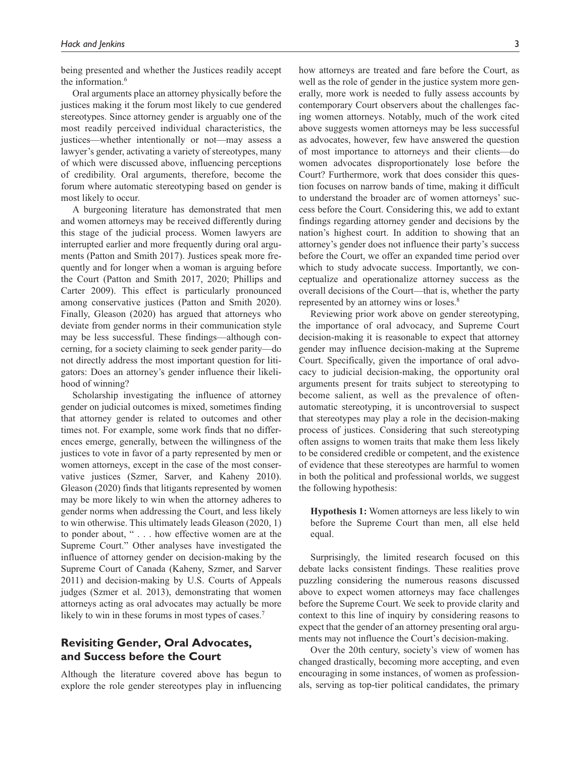being presented and whether the Justices readily accept the information.[6]

Oral arguments place an attorney physically before the justices making it the forum most likely to cue gendered stereotypes. Since attorney gender is arguably one of the most readily perceived individual characteristics, the justices—whether intentionally or not—may assess a lawyer's gender, activating a variety of stereotypes, many of which were discussed above, influencing perceptions of credibility. Oral arguments, therefore, become the forum where automatic stereotyping based on gender is most likely to occur.

A burgeoning literature has demonstrated that men and women attorneys may be received differently during this stage of the judicial process. Women lawyers are interrupted earlier and more frequently during oral arguments (Patton and Smith 2017). Justices speak more frequently and for longer when a woman is arguing before the Court (Patton and Smith 2017, 2020; Phillips and Carter 2009). This effect is particularly pronounced among conservative justices (Patton and Smith 2020). Finally, Gleason (2020) has argued that attorneys who deviate from gender norms in their communication style may be less successful. These findings—although concerning, for a society claiming to seek gender parity—do not directly address the most important question for litigators: Does an attorney's gender influence their likelihood of winning?

Scholarship investigating the influence of attorney gender on judicial outcomes is mixed, sometimes finding that attorney gender is related to outcomes and other times not. For example, some work finds that no differences emerge, generally, between the willingness of the justices to vote in favor of a party represented by men or women attorneys, except in the case of the most conservative justices (Szmer, Sarver, and Kaheny 2010). Gleason (2020) finds that litigants represented by women may be more likely to win when the attorney adheres to gender norms when addressing the Court, and less likely to win otherwise. This ultimately leads Gleason (2020, 1) to ponder about, " . . . how effective women are at the Supreme Court." Other analyses have investigated the influence of attorney gender on decision-making by the Supreme Court of Canada (Kaheny, Szmer, and Sarver 2011) and decision-making by U.S. Courts of Appeals judges (Szmer et al. 2013), demonstrating that women attorneys acting as oral advocates may actually be more likely to win in these forums in most types of cases.[7]

## Revisiting Gender, Oral Advocates, and Success before the Court

Although the literature covered above has begun to explore the role gender stereotypes play in influencing how attorneys are treated and fare before the Court, as well as the role of gender in the justice system more generally, more work is needed to fully assess accounts by contemporary Court observers about the challenges facing women attorneys. Notably, much of the work cited above suggests women attorneys may be less successful as advocates, however, few have answered the question of most importance to attorneys and their clients—do women advocates disproportionately lose before the Court? Furthermore, work that does consider this question focuses on narrow bands of time, making it difficult to understand the broader arc of women attorneys' success before the Court. Considering this, we add to extant findings regarding attorney gender and decisions by the nation's highest court. In addition to showing that an attorney's gender does not influence their party's success before the Court, we offer an expanded time period over which to study advocate success. Importantly, we conceptualize and operationalize attorney success as the overall decisions of the Court—that is, whether the party represented by an attorney wins or loses.[8]

Reviewing prior work above on gender stereotyping, the importance of oral advocacy, and Supreme Court decision-making it is reasonable to expect that attorney gender may influence decision-making at the Supreme Court. Specifically, given the importance of oral advocacy to judicial decision-making, the opportunity oral arguments present for traits subject to stereotyping to become salient, as well as the prevalence of often-automatic stereotyping, it is uncontroversial to suspect that stereotypes may play a role in the decision-making process of justices. Considering that such stereotyping often assigns to women traits that make them less likely to be considered credible or competent, and the existence of evidence that these stereotypes are harmful to women in both the political and professional worlds, we suggest the following hypothesis:

> **Hypothesis 1:** Women attorneys are less likely to win before the Supreme Court than men, all else held equal.

Surprisingly, the limited research focused on this debate lacks consistent findings. These realities prove puzzling considering the numerous reasons discussed above to expect women attorneys may face challenges before the Supreme Court. We seek to provide clarity and context to this line of inquiry by considering reasons to expect that the gender of an attorney presenting oral arguments may not influence the Court's decision-making.

Over the 20th century, society's view of women has changed drastically, becoming more accepting, and even encouraging in some instances, of women as professionals, serving as top-tier political candidates, the primary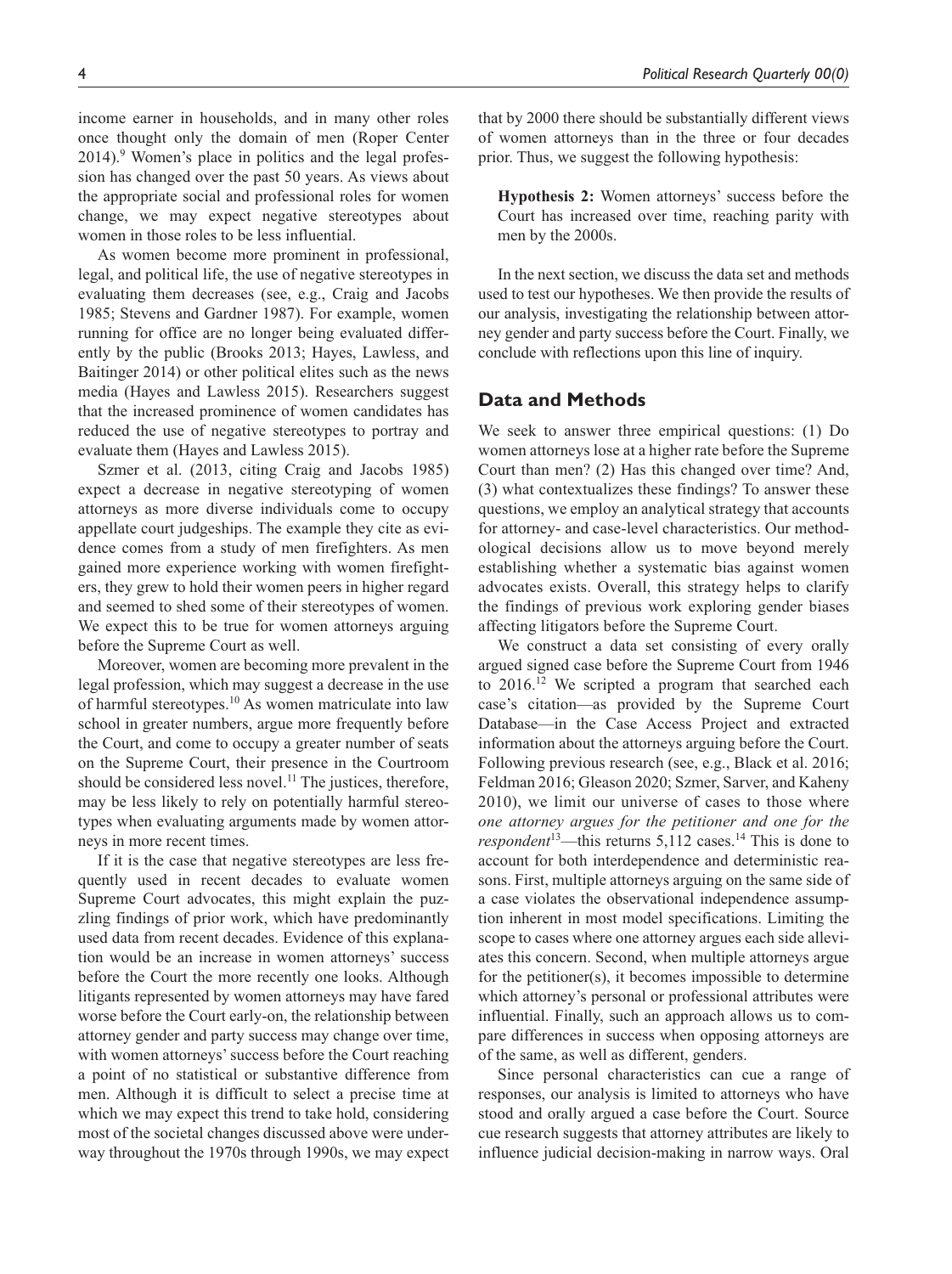income earner in households, and in many other roles once thought only the domain of men (Roper Center 2014).[9] Women's place in politics and the legal profession has changed over the past 50 years. As views about the appropriate social and professional roles for women change, we may expect negative stereotypes about women in those roles to be less influential.

As women become more prominent in professional, legal, and political life, the use of negative stereotypes in evaluating them decreases (see, e.g., Craig and Jacobs 1985; Stevens and Gardner 1987). For example, women running for office are no longer being evaluated differently by the public (Brooks 2013; Hayes, Lawless, and Baitinger 2014) or other political elites such as the news media (Hayes and Lawless 2015). Researchers suggest that the increased prominence of women candidates has reduced the use of negative stereotypes to portray and evaluate them (Hayes and Lawless 2015).

Szmer et al. (2013, citing Craig and Jacobs 1985) expect a decrease in negative stereotyping of women attorneys as more diverse individuals come to occupy appellate court judgeships. The example they cite as evidence comes from a study of men firefighters. As men gained more experience working with women firefighters, they grew to hold their women peers in higher regard and seemed to shed some of their stereotypes of women. We expect this to be true for women attorneys arguing before the Supreme Court as well.

Moreover, women are becoming more prevalent in the legal profession, which may suggest a decrease in the use of harmful stereotypes.[10] As women matriculate into law school in greater numbers, argue more frequently before the Court, and come to occupy a greater number of seats on the Supreme Court, their presence in the Courtroom should be considered less novel.[11] The justices, therefore, may be less likely to rely on potentially harmful stereotypes when evaluating arguments made by women attorneys in more recent times.

If it is the case that negative stereotypes are less frequently used in recent decades to evaluate women Supreme Court advocates, this might explain the puzzling findings of prior work, which have predominantly used data from recent decades. Evidence of this explanation would be an increase in women attorneys' success before the Court the more recently one looks. Although litigants represented by women attorneys may have fared worse before the Court early-on, the relationship between attorney gender and party success may change over time, with women attorneys' success before the Court reaching a point of no statistical or substantive difference from men. Although it is difficult to select a precise time at which we may expect this trend to take hold, considering most of the societal changes discussed above were underway throughout the 1970s through 1990s, we may expect that by 2000 there should be substantially different views of women attorneys than in the three or four decades prior. Thus, we suggest the following hypothesis:

> **Hypothesis 2:** Women attorneys' success before the Court has increased over time, reaching parity with men by the 2000s.

In the next section, we discuss the data set and methods used to test our hypotheses. We then provide the results of our analysis, investigating the relationship between attorney gender and party success before the Court. Finally, we conclude with reflections upon this line of inquiry.

## Data and Methods

We seek to answer three empirical questions: (1) Do women attorneys lose at a higher rate before the Supreme Court than men? (2) Has this changed over time? And, (3) what contextualizes these findings? To answer these questions, we employ an analytical strategy that accounts for attorney- and case-level characteristics. Our methodological decisions allow us to move beyond merely establishing whether a systematic bias against women advocates exists. Overall, this strategy helps to clarify the findings of previous work exploring gender biases affecting litigators before the Supreme Court.

We construct a data set consisting of every orally argued signed case before the Supreme Court from 1946 to 2016.[12] We scripted a program that searched each case's citation—as provided by the Supreme Court Database—in the Case Access Project and extracted information about the attorneys arguing before the Court. Following previous research (see, e.g., Black et al. 2016; Feldman 2016; Gleason 2020; Szmer, Sarver, and Kaheny 2010), we limit our universe of cases to those where *one attorney argues for the petitioner and one for the respondent*[13]—this returns 5,112 cases.[14] This is done to account for both interdependence and deterministic reasons. First, multiple attorneys arguing on the same side of a case violates the observational independence assumption inherent in most model specifications. Limiting the scope to cases where one attorney argues each side alleviates this concern. Second, when multiple attorneys argue for the petitioner(s), it becomes impossible to determine which attorney's personal or professional attributes were influential. Finally, such an approach allows us to compare differences in success when opposing attorneys are of the same, as well as different, genders.

Since personal characteristics can cue a range of responses, our analysis is limited to attorneys who have stood and orally argued a case before the Court. Source cue research suggests that attorney attributes are likely to influence judicial decision-making in narrow ways. Oral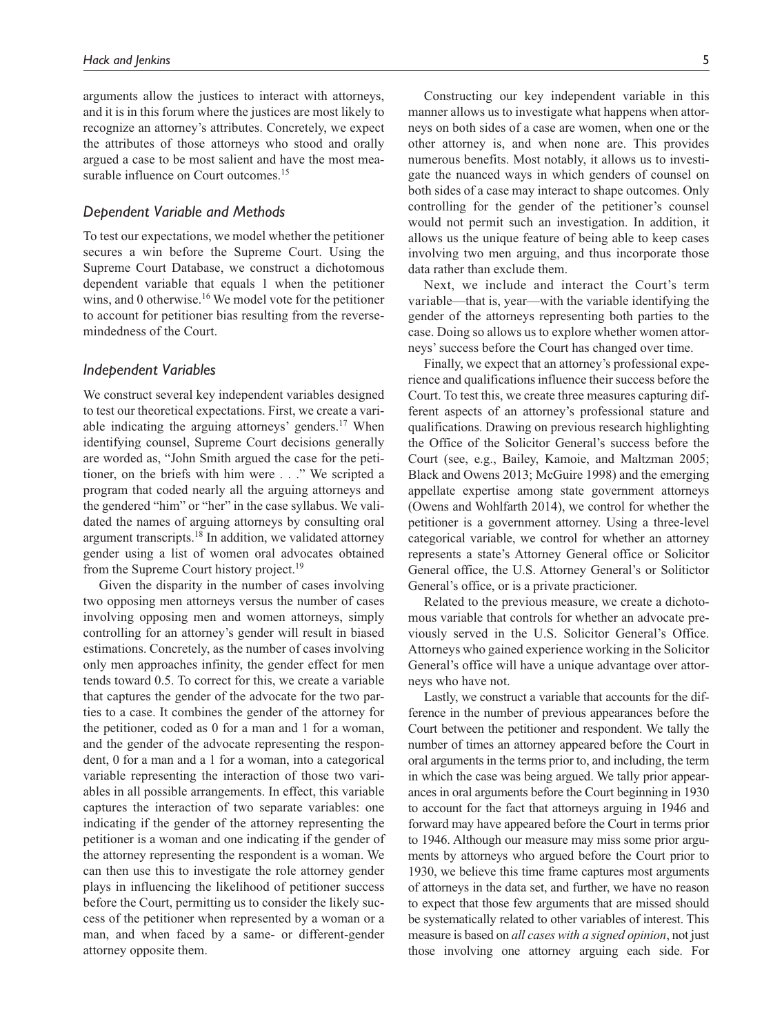arguments allow the justices to interact with attorneys, and it is in this forum where the justices are most likely to recognize an attorney's attributes. Concretely, we expect the attributes of those attorneys who stood and orally argued a case to be most salient and have the most measurable influence on Court outcomes.[15]

### *Dependent Variable and Methods*

To test our expectations, we model whether the petitioner secures a win before the Supreme Court. Using the Supreme Court Database, we construct a dichotomous dependent variable that equals 1 when the petitioner wins, and 0 otherwise.[16] We model vote for the petitioner to account for petitioner bias resulting from the reverse-mindedness of the Court.

### *Independent Variables*

We construct several key independent variables designed to test our theoretical expectations. First, we create a variable indicating the arguing attorneys' genders.[17] When identifying counsel, Supreme Court decisions generally are worded as, "John Smith argued the case for the petitioner, on the briefs with him were . . ." We scripted a program that coded nearly all the arguing attorneys and the gendered "him" or "her" in the case syllabus. We validated the names of arguing attorneys by consulting oral argument transcripts.[18] In addition, we validated attorney gender using a list of women oral advocates obtained from the Supreme Court history project.[19]

Given the disparity in the number of cases involving two opposing men attorneys versus the number of cases involving opposing men and women attorneys, simply controlling for an attorney's gender will result in biased estimations. Concretely, as the number of cases involving only men approaches infinity, the gender effect for men tends toward 0.5. To correct for this, we create a variable that captures the gender of the advocate for the two parties to a case. It combines the gender of the attorney for the petitioner, coded as 0 for a man and 1 for a woman, and the gender of the advocate representing the respondent, 0 for a man and a 1 for a woman, into a categorical variable representing the interaction of those two variables in all possible arrangements. In effect, this variable captures the interaction of two separate variables: one indicating if the gender of the attorney representing the petitioner is a woman and one indicating if the gender of the attorney representing the respondent is a woman. We can then use this to investigate the role attorney gender plays in influencing the likelihood of petitioner success before the Court, permitting us to consider the likely success of the petitioner when represented by a woman or a man, and when faced by a same- or different-gender attorney opposite them.

Constructing our key independent variable in this manner allows us to investigate what happens when attorneys on both sides of a case are women, when one or the other attorney is, and when none are. This provides numerous benefits. Most notably, it allows us to investigate the nuanced ways in which genders of counsel on both sides of a case may interact to shape outcomes. Only controlling for the gender of the petitioner's counsel would not permit such an investigation. In addition, it allows us the unique feature of being able to keep cases involving two men arguing, and thus incorporate those data rather than exclude them.

Next, we include and interact the Court's term variable—that is, year—with the variable identifying the gender of the attorneys representing both parties to the case. Doing so allows us to explore whether women attorneys' success before the Court has changed over time.

Finally, we expect that an attorney's professional experience and qualifications influence their success before the Court. To test this, we create three measures capturing different aspects of an attorney's professional stature and qualifications. Drawing on previous research highlighting the Office of the Solicitor General's success before the Court (see, e.g., Bailey, Kamoie, and Maltzman 2005; Black and Owens 2013; McGuire 1998) and the emerging appellate expertise among state government attorneys (Owens and Wohlfarth 2014), we control for whether the petitioner is a government attorney. Using a three-level categorical variable, we control for whether an attorney represents a state's Attorney General office or Solicitor General office, the U.S. Attorney General's or Solitictor General's office, or is a private practicioner.

Related to the previous measure, we create a dichotomous variable that controls for whether an advocate previously served in the U.S. Solicitor General's Office. Attorneys who gained experience working in the Solicitor General's office will have a unique advantage over attorneys who have not.

Lastly, we construct a variable that accounts for the difference in the number of previous appearances before the Court between the petitioner and respondent. We tally the number of times an attorney appeared before the Court in oral arguments in the terms prior to, and including, the term in which the case was being argued. We tally prior appearances in oral arguments before the Court beginning in 1930 to account for the fact that attorneys arguing in 1946 and forward may have appeared before the Court in terms prior to 1946. Although our measure may miss some prior arguments by attorneys who argued before the Court prior to 1930, we believe this time frame captures most arguments of attorneys in the data set, and further, we have no reason to expect that those few arguments that are missed should be systematically related to other variables of interest. This measure is based on *all cases with a signed opinion*, not just those involving one attorney arguing each side. For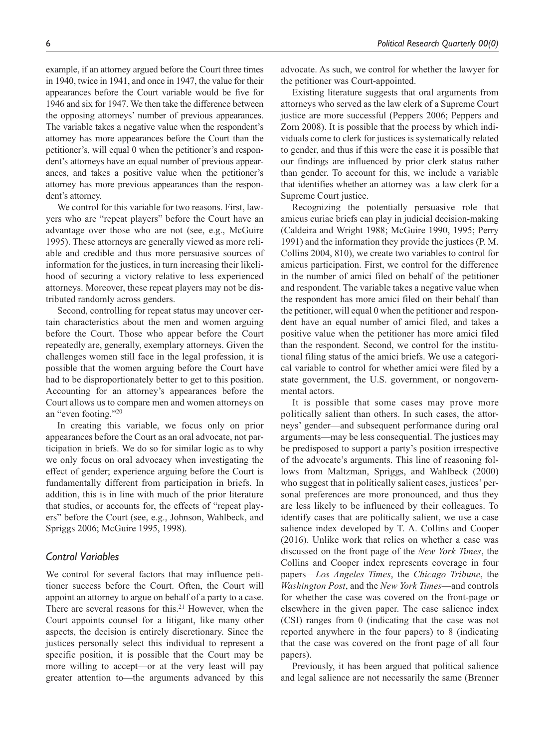example, if an attorney argued before the Court three times in 1940, twice in 1941, and once in 1947, the value for their appearances before the Court variable would be five for 1946 and six for 1947. We then take the difference between the opposing attorneys' number of previous appearances. The variable takes a negative value when the respondent's attorney has more appearances before the Court than the petitioner's, will equal 0 when the petitioner's and respondent's attorneys have an equal number of previous appearances, and takes a positive value when the petitioner's attorney has more previous appearances than the respondent's attorney.

We control for this variable for two reasons. First, lawyers who are "repeat players" before the Court have an advantage over those who are not (see, e.g., McGuire 1995). These attorneys are generally viewed as more reliable and credible and thus more persuasive sources of information for the justices, in turn increasing their likelihood of securing a victory relative to less experienced attorneys. Moreover, these repeat players may not be distributed randomly across genders.

Second, controlling for repeat status may uncover certain characteristics about the men and women arguing before the Court. Those who appear before the Court repeatedly are, generally, exemplary attorneys. Given the challenges women still face in the legal profession, it is possible that the women arguing before the Court have had to be disproportionately better to get to this position. Accounting for an attorney's appearances before the Court allows us to compare men and women attorneys on an "even footing."[20]

In creating this variable, we focus only on prior appearances before the Court as an oral advocate, not participation in briefs. We do so for similar logic as to why we only focus on oral advocacy when investigating the effect of gender; experience arguing before the Court is fundamentally different from participation in briefs. In addition, this is in line with much of the prior literature that studies, or accounts for, the effects of "repeat players" before the Court (see, e.g., Johnson, Wahlbeck, and Spriggs 2006; McGuire 1995, 1998).

### *Control Variables*

We control for several factors that may influence petitioner success before the Court. Often, the Court will appoint an attorney to argue on behalf of a party to a case. There are several reasons for this.[21] However, when the Court appoints counsel for a litigant, like many other aspects, the decision is entirely discretionary. Since the justices personally select this individual to represent a specific position, it is possible that the Court may be more willing to accept—or at the very least will pay greater attention to—the arguments advanced by this advocate. As such, we control for whether the lawyer for the petitioner was Court-appointed.

Existing literature suggests that oral arguments from attorneys who served as the law clerk of a Supreme Court justice are more successful (Peppers 2006; Peppers and Zorn 2008). It is possible that the process by which individuals come to clerk for justices is systematically related to gender, and thus if this were the case it is possible that our findings are influenced by prior clerk status rather than gender. To account for this, we include a variable that identifies whether an attorney was a law clerk for a Supreme Court justice.

Recognizing the potentially persuasive role that amicus curiae briefs can play in judicial decision-making (Caldeira and Wright 1988; McGuire 1990, 1995; Perry 1991) and the information they provide the justices (P. M. Collins 2004, 810), we create two variables to control for amicus participation. First, we control for the difference in the number of amici filed on behalf of the petitioner and respondent. The variable takes a negative value when the respondent has more amici filed on their behalf than the petitioner, will equal 0 when the petitioner and respondent have an equal number of amici filed, and takes a positive value when the petitioner has more amici filed than the respondent. Second, we control for the institutional filing status of the amici briefs. We use a categorical variable to control for whether amici were filed by a state government, the U.S. government, or nongovernmental actors.

It is possible that some cases may prove more politically salient than others. In such cases, the attorneys' gender—and subsequent performance during oral arguments—may be less consequential. The justices may be predisposed to support a party's position irrespective of the advocate's arguments. This line of reasoning follows from Maltzman, Spriggs, and Wahlbeck (2000) who suggest that in politically salient cases, justices' personal preferences are more pronounced, and thus they are less likely to be influenced by their colleagues. To identify cases that are politically salient, we use a case salience index developed by T. A. Collins and Cooper (2016). Unlike work that relies on whether a case was discussed on the front page of the *New York Times*, the Collins and Cooper index represents coverage in four papers—*Los Angeles Times*, the *Chicago Tribune*, the *Washington Post*, and the *New York Times*—and controls for whether the case was covered on the front-page or elsewhere in the given paper. The case salience index (CSI) ranges from 0 (indicating that the case was not reported anywhere in the four papers) to 8 (indicating that the case was covered on the front page of all four papers).

Previously, it has been argued that political salience and legal salience are not necessarily the same (Brenner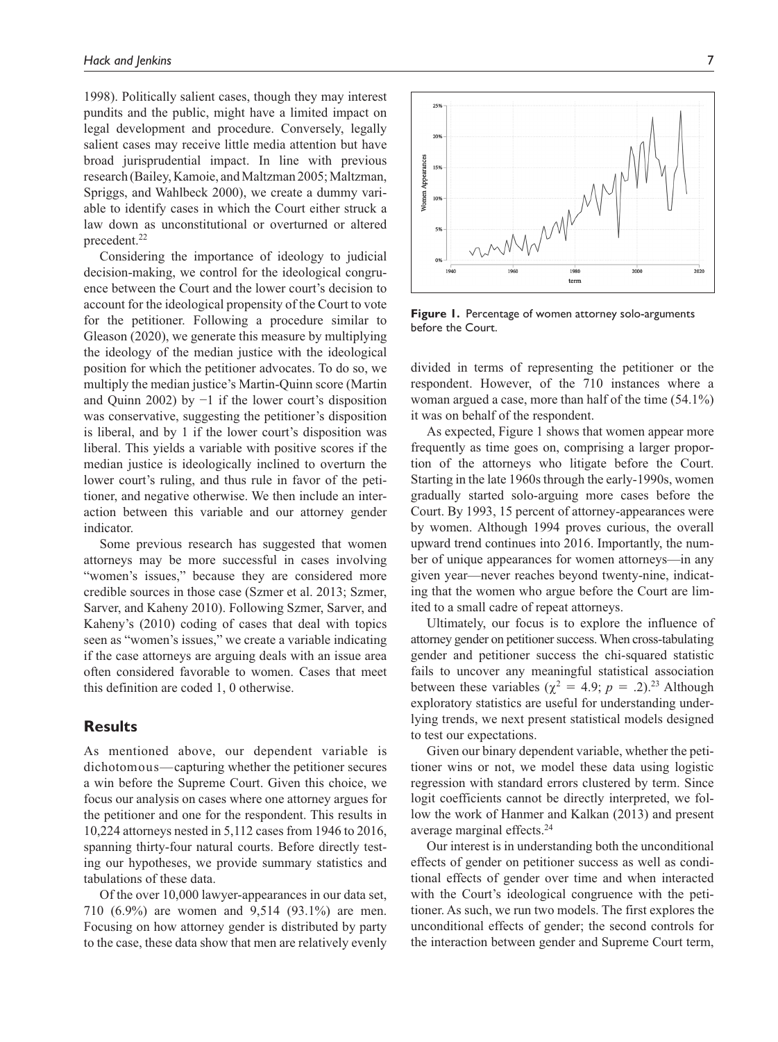1998). Politically salient cases, though they may interest pundits and the public, might have a limited impact on legal development and procedure. Conversely, legally salient cases may receive little media attention but have broad jurisprudential impact. In line with previous research (Bailey, Kamoie, and Maltzman 2005; Maltzman, Spriggs, and Wahlbeck 2000), we create a dummy variable to identify cases in which the Court either struck a law down as unconstitutional or overturned or altered precedent.[22]

Considering the importance of ideology to judicial decision-making, we control for the ideological congruence between the Court and the lower court's decision to account for the ideological propensity of the Court to vote for the petitioner. Following a procedure similar to Gleason (2020), we generate this measure by multiplying the ideology of the median justice with the ideological position for which the petitioner advocates. To do so, we multiply the median justice's Martin-Quinn score (Martin and Quinn 2002) by −1 if the lower court's disposition was conservative, suggesting the petitioner's disposition is liberal, and by 1 if the lower court's disposition was liberal. This yields a variable with positive scores if the median justice is ideologically inclined to overturn the lower court's ruling, and thus rule in favor of the petitioner, and negative otherwise. We then include an interaction between this variable and our attorney gender indicator.

Some previous research has suggested that women attorneys may be more successful in cases involving "women's issues," because they are considered more credible sources in those case (Szmer et al. 2013; Szmer, Sarver, and Kaheny 2010). Following Szmer, Sarver, and Kaheny's (2010) coding of cases that deal with topics seen as "women's issues," we create a variable indicating if the case attorneys are arguing deals with an issue area often considered favorable to women. Cases that meet this definition are coded 1, 0 otherwise.

## Results

As mentioned above, our dependent variable is dichotomous—capturing whether the petitioner secures a win before the Supreme Court. Given this choice, we focus our analysis on cases where one attorney argues for the petitioner and one for the respondent. This results in 10,224 attorneys nested in 5,112 cases from 1946 to 2016, spanning thirty-four natural courts. Before directly testing our hypotheses, we provide summary statistics and tabulations of these data.

Of the over 10,000 lawyer-appearances in our data set, 710 (6.9%) are women and 9,514 (93.1%) are men. Focusing on how attorney gender is distributed by party to the case, these data show that men are relatively evenly divided in terms of representing the petitioner or the respondent. However, of the 710 instances where a woman argued a case, more than half of the time (54.1%) it was on behalf of the respondent.

**Figure 1.** Percentage of women attorney solo-arguments before the Court.

As expected, Figure 1 shows that women appear more frequently as time goes on, comprising a larger proportion of the attorneys who litigate before the Court. Starting in the late 1960s through the early-1990s, women gradually started solo-arguing more cases before the Court. By 1993, 15 percent of attorney-appearances were by women. Although 1994 proves curious, the overall upward trend continues into 2016. Importantly, the number of unique appearances for women attorneys—in any given year—never reaches beyond twenty-nine, indicating that the women who argue before the Court are limited to a small cadre of repeat attorneys.

Ultimately, our focus is to explore the influence of attorney gender on petitioner success. When cross-tabulating gender and petitioner success the chi-squared statistic fails to uncover any meaningful statistical association between these variables ($\chi^2 = 4.9$; $p = .2$).[23] Although exploratory statistics are useful for understanding underlying trends, we next present statistical models designed to test our expectations.

Given our binary dependent variable, whether the petitioner wins or not, we model these data using logistic regression with standard errors clustered by term. Since logit coefficients cannot be directly interpreted, we follow the work of Hanmer and Kalkan (2013) and present average marginal effects.[24]

Our interest is in understanding both the unconditional effects of gender on petitioner success as well as conditional effects of gender over time and when interacted with the Court's ideological congruence with the petitioner. As such, we run two models. The first explores the unconditional effects of gender; the second controls for the interaction between gender and Supreme Court term,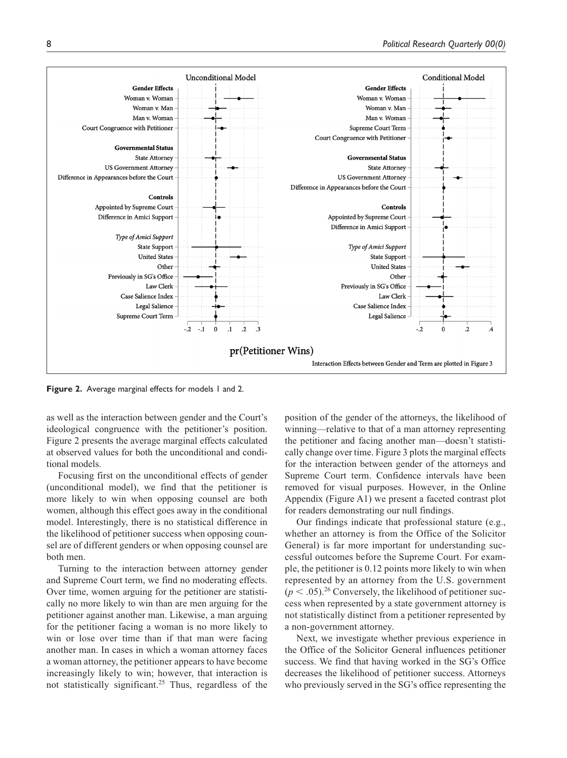Figure 2. Average marginal effects for models 1 and 2.

as well as the interaction between gender and the Court's ideological congruence with the petitioner's position. Figure 2 presents the average marginal effects calculated at observed values for both the unconditional and conditional models.

Focusing first on the unconditional effects of gender (unconditional model), we find that the petitioner is more likely to win when opposing counsel are both women, although this effect goes away in the conditional model. Interestingly, there is no statistical difference in the likelihood of petitioner success when opposing counsel are of different genders or when opposing counsel are both men.

Turning to the interaction between attorney gender and Supreme Court term, we find no moderating effects. Over time, women arguing for the petitioner are statistically no more likely to win than are men arguing for the petitioner against another man. Likewise, a man arguing for the petitioner facing a woman is no more likely to win or lose over time than if that man were facing another man. In cases in which a woman attorney faces a woman attorney, the petitioner appears to have become increasingly likely to win; however, that interaction is not statistically significant.[25] Thus, regardless of the position of the gender of the attorneys, the likelihood of winning—relative to that of a man attorney representing the petitioner and facing another man—doesn't statistically change over time. Figure 3 plots the marginal effects for the interaction between gender of the attorneys and Supreme Court term. Confidence intervals have been removed for visual purposes. However, in the Online Appendix (Figure A1) we present a faceted contrast plot for readers demonstrating our null findings.

Our findings indicate that professional stature (e.g., whether an attorney is from the Office of the Solicitor General) is far more important for understanding successful outcomes before the Supreme Court. For example, the petitioner is 0.12 points more likely to win when represented by an attorney from the U.S. government ($p < .05$).[26] Conversely, the likelihood of petitioner success when represented by a state government attorney is not statistically distinct from a petitioner represented by a non-government attorney.

Next, we investigate whether previous experience in the Office of the Solicitor General influences petitioner success. We find that having worked in the SG's Office decreases the likelihood of petitioner success. Attorneys who previously served in the SG's office representing the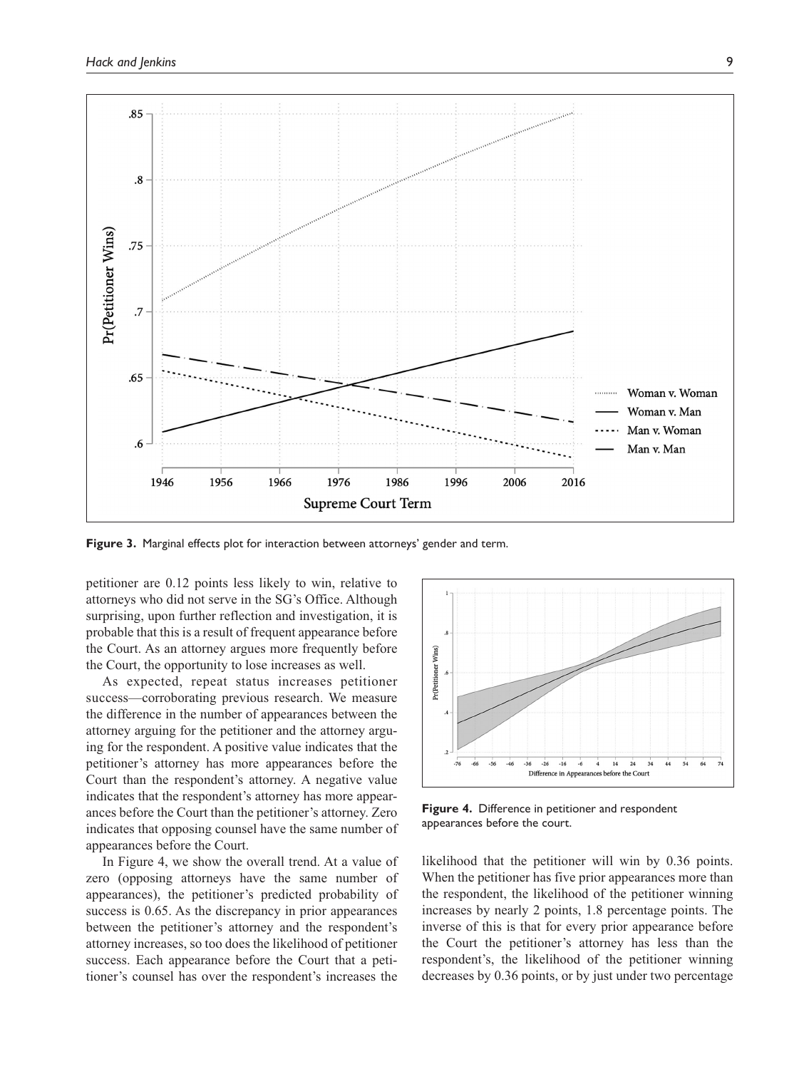Figure 3. Marginal effects plot for interaction between attorneys' gender and term.

petitioner are 0.12 points less likely to win, relative to attorneys who did not serve in the SG's Office. Although surprising, upon further reflection and investigation, it is probable that this is a result of frequent appearance before the Court. As an attorney argues more frequently before the Court, the opportunity to lose increases as well.

As expected, repeat status increases petitioner success—corroborating previous research. We measure the difference in the number of appearances between the attorney arguing for the petitioner and the attorney arguing for the respondent. A positive value indicates that the petitioner's attorney has more appearances before the Court than the respondent's attorney. A negative value indicates that the respondent's attorney has more appearances before the Court than the petitioner's attorney. Zero indicates that opposing counsel have the same number of appearances before the Court.

In Figure 4, we show the overall trend. At a value of zero (opposing attorneys have the same number of appearances), the petitioner's predicted probability of success is 0.65. As the discrepancy in prior appearances between the petitioner's attorney and the respondent's attorney increases, so too does the likelihood of petitioner success. Each appearance before the Court that a petitioner's counsel has over the respondent's increases the likelihood that the petitioner will win by 0.36 points. When the petitioner has five prior appearances more than the respondent, the likelihood of the petitioner winning increases by nearly 2 points, 1.8 percentage points. The inverse of this is that for every prior appearance before the Court the petitioner's attorney has less than the respondent's, the likelihood of the petitioner winning decreases by 0.36 points, or by just under two percentage

Figure 4. Difference in petitioner and respondent appearances before the court.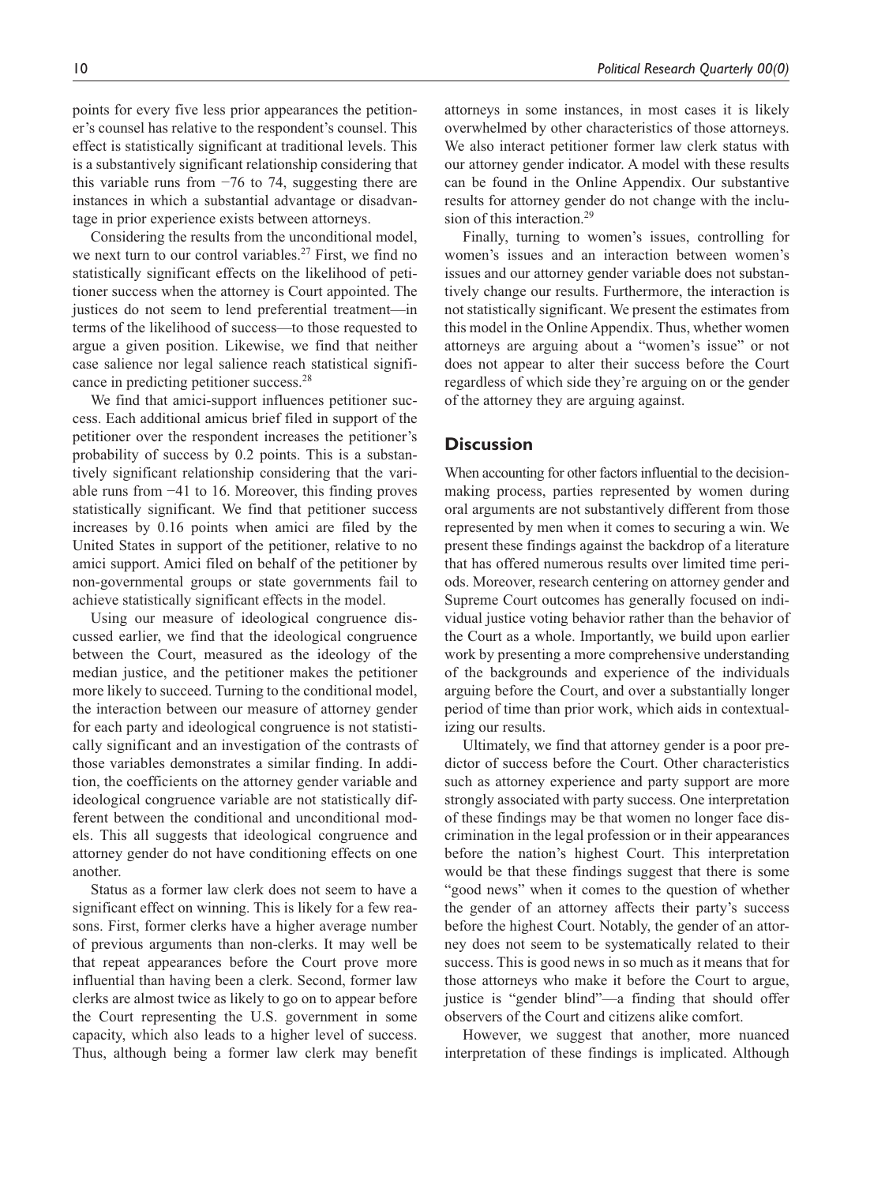points for every five less prior appearances the petitioner's counsel has relative to the respondent's counsel. This effect is statistically significant at traditional levels. This is a substantively significant relationship considering that this variable runs from −76 to 74, suggesting there are instances in which a substantial advantage or disadvantage in prior experience exists between attorneys.

Considering the results from the unconditional model, we next turn to our control variables.[27] First, we find no statistically significant effects on the likelihood of petitioner success when the attorney is Court appointed. The justices do not seem to lend preferential treatment—in terms of the likelihood of success—to those requested to argue a given position. Likewise, we find that neither case salience nor legal salience reach statistical significance in predicting petitioner success.[28]

We find that amici-support influences petitioner success. Each additional amicus brief filed in support of the petitioner over the respondent increases the petitioner's probability of success by 0.2 points. This is a substantively significant relationship considering that the variable runs from −41 to 16. Moreover, this finding proves statistically significant. We find that petitioner success increases by 0.16 points when amici are filed by the United States in support of the petitioner, relative to no amici support. Amici filed on behalf of the petitioner by non-governmental groups or state governments fail to achieve statistically significant effects in the model.

Using our measure of ideological congruence discussed earlier, we find that the ideological congruence between the Court, measured as the ideology of the median justice, and the petitioner makes the petitioner more likely to succeed. Turning to the conditional model, the interaction between our measure of attorney gender for each party and ideological congruence is not statistically significant and an investigation of the contrasts of those variables demonstrates a similar finding. In addition, the coefficients on the attorney gender variable and ideological congruence variable are not statistically different between the conditional and unconditional models. This all suggests that ideological congruence and attorney gender do not have conditioning effects on one another.

Status as a former law clerk does not seem to have a significant effect on winning. This is likely for a few reasons. First, former clerks have a higher average number of previous arguments than non-clerks. It may well be that repeat appearances before the Court prove more influential than having been a clerk. Second, former law clerks are almost twice as likely to go on to appear before the Court representing the U.S. government in some capacity, which also leads to a higher level of success. Thus, although being a former law clerk may benefit attorneys in some instances, in most cases it is likely overwhelmed by other characteristics of those attorneys. We also interact petitioner former law clerk status with our attorney gender indicator. A model with these results can be found in the Online Appendix. Our substantive results for attorney gender do not change with the inclusion of this interaction.[29]

Finally, turning to women's issues, controlling for women's issues and an interaction between women's issues and our attorney gender variable does not substantively change our results. Furthermore, the interaction is not statistically significant. We present the estimates from this model in the Online Appendix. Thus, whether women attorneys are arguing about a "women's issue" or not does not appear to alter their success before the Court regardless of which side they're arguing on or the gender of the attorney they are arguing against.

## Discussion

When accounting for other factors influential to the decision-making process, parties represented by women during oral arguments are not substantively different from those represented by men when it comes to securing a win. We present these findings against the backdrop of a literature that has offered numerous results over limited time periods. Moreover, research centering on attorney gender and Supreme Court outcomes has generally focused on individual justice voting behavior rather than the behavior of the Court as a whole. Importantly, we build upon earlier work by presenting a more comprehensive understanding of the backgrounds and experience of the individuals arguing before the Court, and over a substantially longer period of time than prior work, which aids in contextualizing our results.

Ultimately, we find that attorney gender is a poor predictor of success before the Court. Other characteristics such as attorney experience and party support are more strongly associated with party success. One interpretation of these findings may be that women no longer face discrimination in the legal profession or in their appearances before the nation's highest Court. This interpretation would be that these findings suggest that there is some "good news" when it comes to the question of whether the gender of an attorney affects their party's success before the highest Court. Notably, the gender of an attorney does not seem to be systematically related to their success. This is good news in so much as it means that for those attorneys who make it before the Court to argue, justice is "gender blind"—a finding that should offer observers of the Court and citizens alike comfort.

However, we suggest that another, more nuanced interpretation of these findings is implicated. Although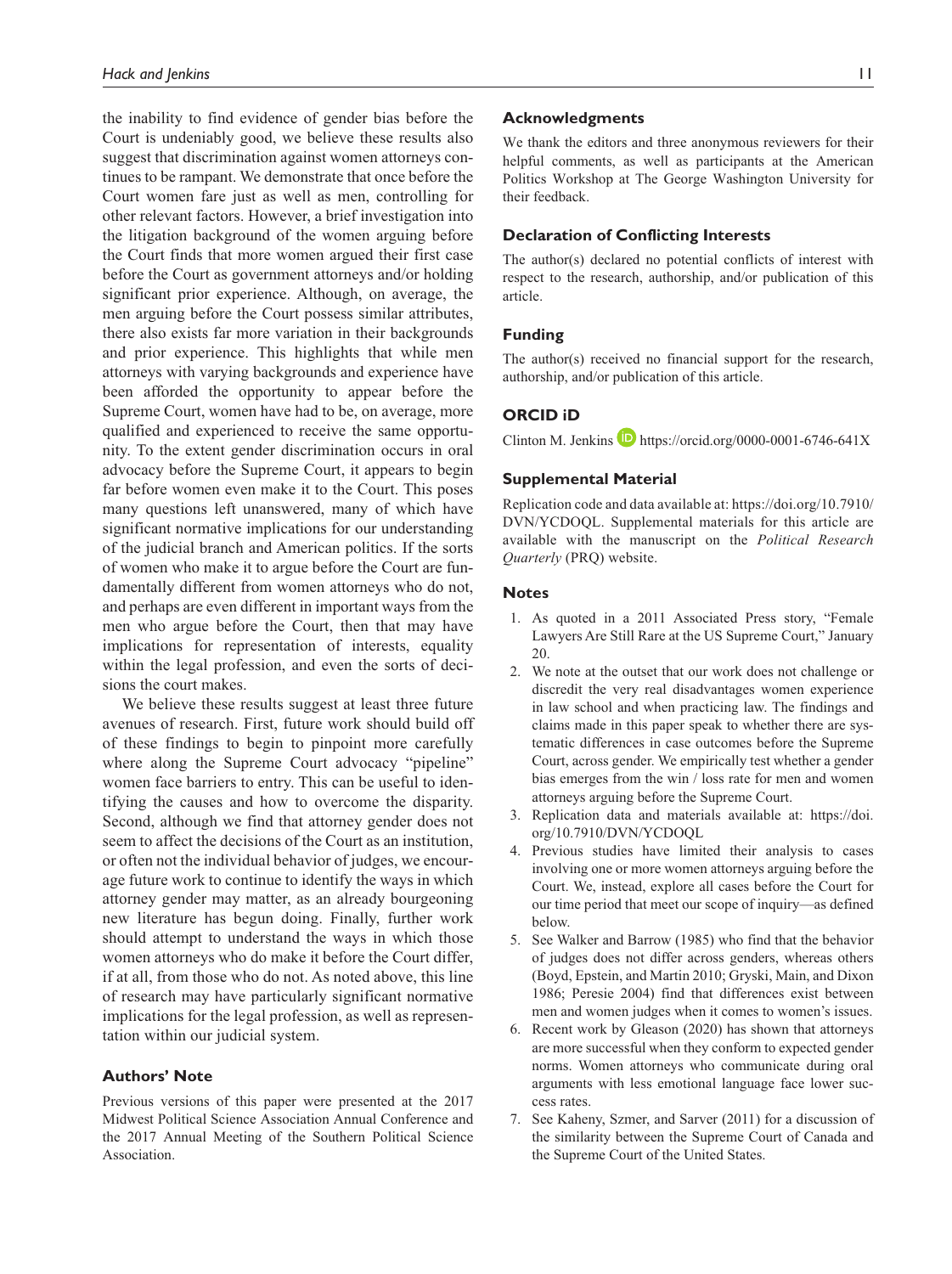the inability to find evidence of gender bias before the Court is undeniably good, we believe these results also suggest that discrimination against women attorneys continues to be rampant. We demonstrate that once before the Court women fare just as well as men, controlling for other relevant factors. However, a brief investigation into the litigation background of the women arguing before the Court finds that more women argued their first case before the Court as government attorneys and/or holding significant prior experience. Although, on average, the men arguing before the Court possess similar attributes, there also exists far more variation in their backgrounds and prior experience. This highlights that while men attorneys with varying backgrounds and experience have been afforded the opportunity to appear before the Supreme Court, women have had to be, on average, more qualified and experienced to receive the same opportunity. To the extent gender discrimination occurs in oral advocacy before the Supreme Court, it appears to begin far before women even make it to the Court. This poses many questions left unanswered, many of which have significant normative implications for our understanding of the judicial branch and American politics. If the sorts of women who make it to argue before the Court are fundamentally different from women attorneys who do not, and perhaps are even different in important ways from the men who argue before the Court, then that may have implications for representation of interests, equality within the legal profession, and even the sorts of decisions the court makes.

We believe these results suggest at least three future avenues of research. First, future work should build off of these findings to begin to pinpoint more carefully where along the Supreme Court advocacy "pipeline" women face barriers to entry. This can be useful to identifying the causes and how to overcome the disparity. Second, although we find that attorney gender does not seem to affect the decisions of the Court as an institution, or often not the individual behavior of judges, we encourage future work to continue to identify the ways in which attorney gender may matter, as an already bourgeoning new literature has begun doing. Finally, further work should attempt to understand the ways in which those women attorneys who do make it before the Court differ, if at all, from those who do not. As noted above, this line of research may have particularly significant normative implications for the legal profession, as well as representation within our judicial system.

## Authors' Note

Previous versions of this paper were presented at the 2017 Midwest Political Science Association Annual Conference and the 2017 Annual Meeting of the Southern Political Science Association.

## Acknowledgments

We thank the editors and three anonymous reviewers for their helpful comments, as well as participants at the American Politics Workshop at The George Washington University for their feedback.

## Declaration of Conflicting Interests

The author(s) declared no potential conflicts of interest with respect to the research, authorship, and/or publication of this article.

## Funding

The author(s) received no financial support for the research, authorship, and/or publication of this article.

## ORCID iD

Clinton M. Jenkins https://orcid.org/0000-0001-6746-641X

## Supplemental Material

Replication code and data available at: https://doi.org/10.7910/DVN/YCDOQL. Supplemental materials for this article are available with the manuscript on the *Political Research Quarterly* (PRQ) website.

## Notes

1. As quoted in a 2011 Associated Press story, "Female Lawyers Are Still Rare at the US Supreme Court," January 20.
2. We note at the outset that our work does not challenge or discredit the very real disadvantages women experience in law school and when practicing law. The findings and claims made in this paper speak to whether there are systematic differences in case outcomes before the Supreme Court, across gender. We empirically test whether a gender bias emerges from the win / loss rate for men and women attorneys arguing before the Supreme Court.
3. Replication data and materials available at: https://doi.org/10.7910/DVN/YCDOQL
4. Previous studies have limited their analysis to cases involving one or more women attorneys arguing before the Court. We, instead, explore all cases before the Court for our time period that meet our scope of inquiry—as defined below.
5. See Walker and Barrow (1985) who find that the behavior of judges does not differ across genders, whereas others (Boyd, Epstein, and Martin 2010; Gryski, Main, and Dixon 1986; Peresie 2004) find that differences exist between men and women judges when it comes to women's issues.
6. Recent work by Gleason (2020) has shown that attorneys are more successful when they conform to expected gender norms. Women attorneys who communicate during oral arguments with less emotional language face lower success rates.
7. See Kaheny, Szmer, and Sarver (2011) for a discussion of the similarity between the Supreme Court of Canada and the Supreme Court of the United States.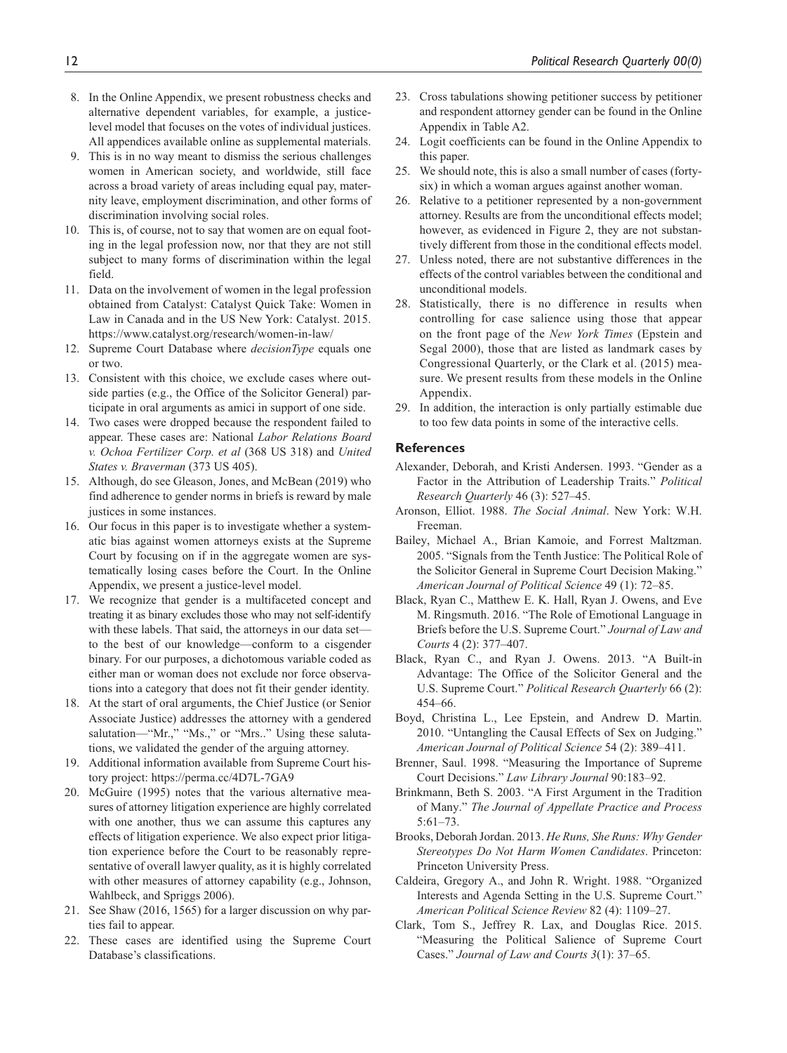8. In the Online Appendix, we present robustness checks and alternative dependent variables, for example, a justice-level model that focuses on the votes of individual justices. All appendices available online as supplemental materials.
9. This is in no way meant to dismiss the serious challenges women in American society, and worldwide, still face across a broad variety of areas including equal pay, maternity leave, employment discrimination, and other forms of discrimination involving social roles.
10. This is, of course, not to say that women are on equal footing in the legal profession now, nor that they are not still subject to many forms of discrimination within the legal field.
11. Data on the involvement of women in the legal profession obtained from Catalyst: Catalyst Quick Take: Women in Law in Canada and in the US New York: Catalyst. 2015. https://www.catalyst.org/research/women-in-law/
12. Supreme Court Database where *decisionType* equals one or two.
13. Consistent with this choice, we exclude cases where outside parties (e.g., the Office of the Solicitor General) participate in oral arguments as amici in support of one side.
14. Two cases were dropped because the respondent failed to appear. These cases are: National *Labor Relations Board v. Ochoa Fertilizer Corp. et al* (368 US 318) and *United States v. Braverman* (373 US 405).
15. Although, do see Gleason, Jones, and McBean (2019) who find adherence to gender norms in briefs is reward by male justices in some instances.
16. Our focus in this paper is to investigate whether a systematic bias against women attorneys exists at the Supreme Court by focusing on if in the aggregate women are systematically losing cases before the Court. In the Online Appendix, we present a justice-level model.
17. We recognize that gender is a multifaceted concept and treating it as binary excludes those who may not self-identify with these labels. That said, the attorneys in our data set—to the best of our knowledge—conform to a cisgender binary. For our purposes, a dichotomous variable coded as either man or woman does not exclude nor force observations into a category that does not fit their gender identity.
18. At the start of oral arguments, the Chief Justice (or Senior Associate Justice) addresses the attorney with a gendered salutation—"Mr.," "Ms.," or "Mrs.." Using these salutations, we validated the gender of the arguing attorney.
19. Additional information available from Supreme Court history project: https://perma.cc/4D7L-7GA9
20. McGuire (1995) notes that the various alternative measures of attorney litigation experience are highly correlated with one another, thus we can assume this captures any effects of litigation experience. We also expect prior litigation experience before the Court to be reasonably representative of overall lawyer quality, as it is highly correlated with other measures of attorney capability (e.g., Johnson, Wahlbeck, and Spriggs 2006).
21. See Shaw (2016, 1565) for a larger discussion on why parties fail to appear.
22. These cases are identified using the Supreme Court Database's classifications.
23. Cross tabulations showing petitioner success by petitioner and respondent attorney gender can be found in the Online Appendix in Table A2.
24. Logit coefficients can be found in the Online Appendix to this paper.
25. We should note, this is also a small number of cases (forty-six) in which a woman argues against another woman.
26. Relative to a petitioner represented by a non-government attorney. Results are from the unconditional effects model; however, as evidenced in Figure 2, they are not substantively different from those in the conditional effects model.
27. Unless noted, there are not substantive differences in the effects of the control variables between the conditional and unconditional models.
28. Statistically, there is no difference in results when controlling for case salience using those that appear on the front page of the *New York Times* (Epstein and Segal 2000), those that are listed as landmark cases by Congressional Quarterly, or the Clark et al. (2015) measure. We present results from these models in the Online Appendix.
29. In addition, the interaction is only partially estimable due to too few data points in some of the interactive cells.

## References

Alexander, Deborah, and Kristi Andersen. 1993. "Gender as a Factor in the Attribution of Leadership Traits." *Political Research Quarterly* 46 (3): 527–45.

Aronson, Elliot. 1988. *The Social Animal*. New York: W.H. Freeman.

Bailey, Michael A., Brian Kamoie, and Forrest Maltzman. 2005. "Signals from the Tenth Justice: The Political Role of the Solicitor General in Supreme Court Decision Making." *American Journal of Political Science* 49 (1): 72–85.

Black, Ryan C., Matthew E. K. Hall, Ryan J. Owens, and Eve M. Ringsmuth. 2016. "The Role of Emotional Language in Briefs before the U.S. Supreme Court." *Journal of Law and Courts* 4 (2): 377–407.

Black, Ryan C., and Ryan J. Owens. 2013. "A Built-in Advantage: The Office of the Solicitor General and the U.S. Supreme Court." *Political Research Quarterly* 66 (2): 454–66.

Boyd, Christina L., Lee Epstein, and Andrew D. Martin. 2010. "Untangling the Causal Effects of Sex on Judging." *American Journal of Political Science* 54 (2): 389–411.

Brenner, Saul. 1998. "Measuring the Importance of Supreme Court Decisions." *Law Library Journal* 90:183–92.

Brinkmann, Beth S. 2003. "A First Argument in the Tradition of Many." *The Journal of Appellate Practice and Process* 5:61–73.

Brooks, Deborah Jordan. 2013. *He Runs, She Runs: Why Gender Stereotypes Do Not Harm Women Candidates*. Princeton: Princeton University Press.

Caldeira, Gregory A., and John R. Wright. 1988. "Organized Interests and Agenda Setting in the U.S. Supreme Court." *American Political Science Review* 82 (4): 1109–27.

Clark, Tom S., Jeffrey R. Lax, and Douglas Rice. 2015. "Measuring the Political Salience of Supreme Court Cases." *Journal of Law and Courts 3*(1): 37–65.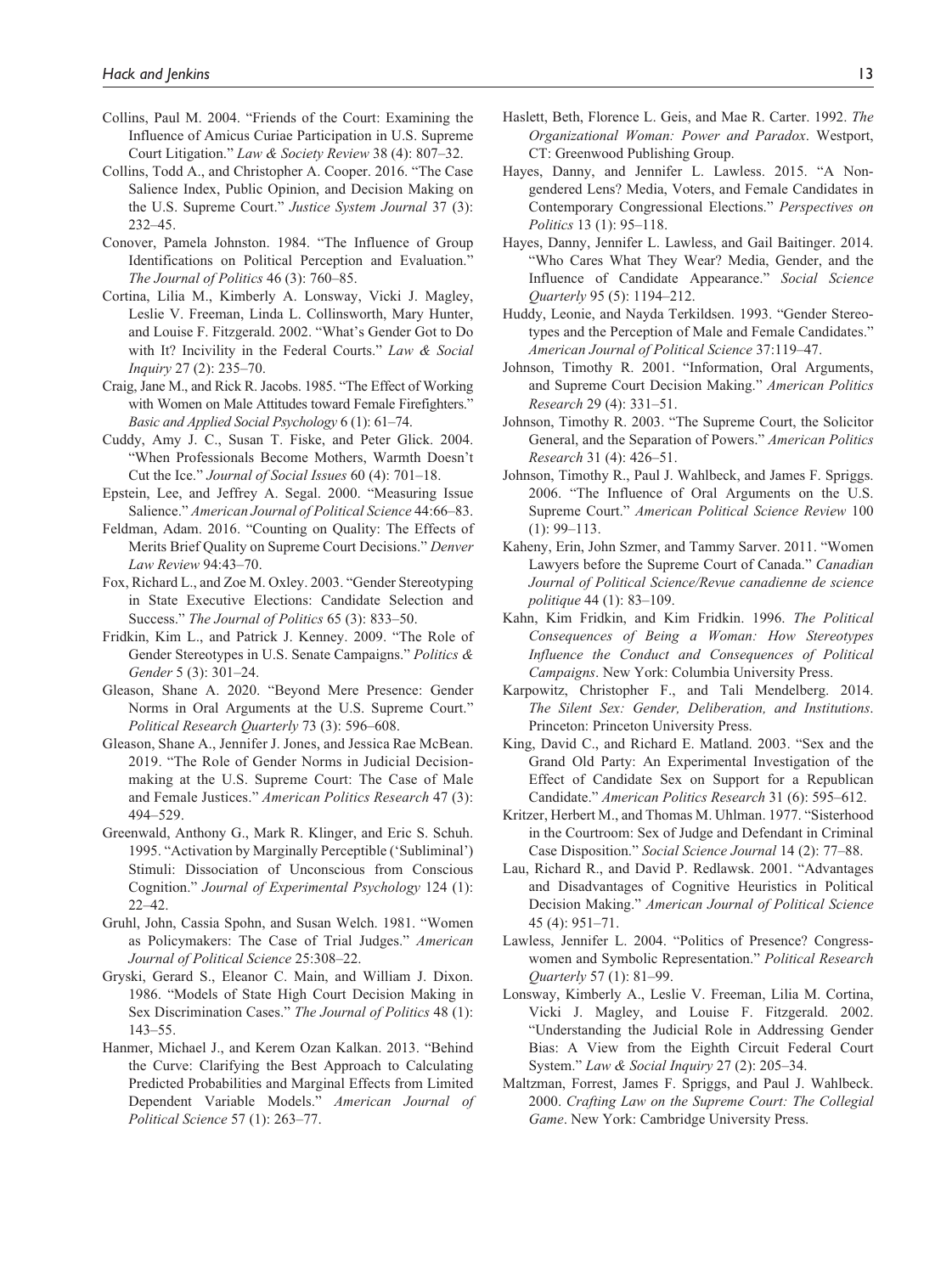Collins, Paul M. 2004. "Friends of the Court: Examining the Influence of Amicus Curiae Participation in U.S. Supreme Court Litigation." *Law & Society Review* 38 (4): 807–32.

Collins, Todd A., and Christopher A. Cooper. 2016. "The Case Salience Index, Public Opinion, and Decision Making on the U.S. Supreme Court." *Justice System Journal* 37 (3): 232–45.

Conover, Pamela Johnston. 1984. "The Influence of Group Identifications on Political Perception and Evaluation." *The Journal of Politics* 46 (3): 760–85.

Cortina, Lilia M., Kimberly A. Lonsway, Vicki J. Magley, Leslie V. Freeman, Linda L. Collinsworth, Mary Hunter, and Louise F. Fitzgerald. 2002. "What's Gender Got to Do with It? Incivility in the Federal Courts." *Law & Social Inquiry* 27 (2): 235–70.

Craig, Jane M., and Rick R. Jacobs. 1985. "The Effect of Working with Women on Male Attitudes toward Female Firefighters." *Basic and Applied Social Psychology* 6 (1): 61–74.

Cuddy, Amy J. C., Susan T. Fiske, and Peter Glick. 2004. "When Professionals Become Mothers, Warmth Doesn't Cut the Ice." *Journal of Social Issues* 60 (4): 701–18.

Epstein, Lee, and Jeffrey A. Segal. 2000. "Measuring Issue Salience." *American Journal of Political Science* 44:66–83.

Feldman, Adam. 2016. "Counting on Quality: The Effects of Merits Brief Quality on Supreme Court Decisions." *Denver Law Review* 94:43–70.

Fox, Richard L., and Zoe M. Oxley. 2003. "Gender Stereotyping in State Executive Elections: Candidate Selection and Success." *The Journal of Politics* 65 (3): 833–50.

Fridkin, Kim L., and Patrick J. Kenney. 2009. "The Role of Gender Stereotypes in U.S. Senate Campaigns." *Politics & Gender* 5 (3): 301–24.

Gleason, Shane A. 2020. "Beyond Mere Presence: Gender Norms in Oral Arguments at the U.S. Supreme Court." *Political Research Quarterly* 73 (3): 596–608.

Gleason, Shane A., Jennifer J. Jones, and Jessica Rae McBean. 2019. "The Role of Gender Norms in Judicial Decision-making at the U.S. Supreme Court: The Case of Male and Female Justices." *American Politics Research* 47 (3): 494–529.

Greenwald, Anthony G., Mark R. Klinger, and Eric S. Schuh. 1995. "Activation by Marginally Perceptible ('Subliminal') Stimuli: Dissociation of Unconscious from Conscious Cognition." *Journal of Experimental Psychology* 124 (1): 22–42.

Gruhl, John, Cassia Spohn, and Susan Welch. 1981. "Women as Policymakers: The Case of Trial Judges." *American Journal of Political Science* 25:308–22.

Gryski, Gerard S., Eleanor C. Main, and William J. Dixon. 1986. "Models of State High Court Decision Making in Sex Discrimination Cases." *The Journal of Politics* 48 (1): 143–55.

Hanmer, Michael J., and Kerem Ozan Kalkan. 2013. "Behind the Curve: Clarifying the Best Approach to Calculating Predicted Probabilities and Marginal Effects from Limited Dependent Variable Models." *American Journal of Political Science* 57 (1): 263–77.

Haslett, Beth, Florence L. Geis, and Mae R. Carter. 1992. *The Organizational Woman: Power and Paradox*. Westport, CT: Greenwood Publishing Group.

Hayes, Danny, and Jennifer L. Lawless. 2015. "A Non-gendered Lens? Media, Voters, and Female Candidates in Contemporary Congressional Elections." *Perspectives on Politics* 13 (1): 95–118.

Hayes, Danny, Jennifer L. Lawless, and Gail Baitinger. 2014. "Who Cares What They Wear? Media, Gender, and the Influence of Candidate Appearance." *Social Science Quarterly* 95 (5): 1194–212.

Huddy, Leonie, and Nayda Terkildsen. 1993. "Gender Stereotypes and the Perception of Male and Female Candidates." *American Journal of Political Science* 37:119–47.

Johnson, Timothy R. 2001. "Information, Oral Arguments, and Supreme Court Decision Making." *American Politics Research* 29 (4): 331–51.

Johnson, Timothy R. 2003. "The Supreme Court, the Solicitor General, and the Separation of Powers." *American Politics Research* 31 (4): 426–51.

Johnson, Timothy R., Paul J. Wahlbeck, and James F. Spriggs. 2006. "The Influence of Oral Arguments on the U.S. Supreme Court." *American Political Science Review* 100 (1): 99–113.

Kaheny, Erin, John Szmer, and Tammy Sarver. 2011. "Women Lawyers before the Supreme Court of Canada." *Canadian Journal of Political Science/Revue canadienne de science politique* 44 (1): 83–109.

Kahn, Kim Fridkin, and Kim Fridkin. 1996. *The Political Consequences of Being a Woman: How Stereotypes Influence the Conduct and Consequences of Political Campaigns*. New York: Columbia University Press.

Karpowitz, Christopher F., and Tali Mendelberg. 2014. *The Silent Sex: Gender, Deliberation, and Institutions*. Princeton: Princeton University Press.

King, David C., and Richard E. Matland. 2003. "Sex and the Grand Old Party: An Experimental Investigation of the Effect of Candidate Sex on Support for a Republican Candidate." *American Politics Research* 31 (6): 595–612.

Kritzer, Herbert M., and Thomas M. Uhlman. 1977. "Sisterhood in the Courtroom: Sex of Judge and Defendant in Criminal Case Disposition." *Social Science Journal* 14 (2): 77–88.

Lau, Richard R., and David P. Redlawsk. 2001. "Advantages and Disadvantages of Cognitive Heuristics in Political Decision Making." *American Journal of Political Science* 45 (4): 951–71.

Lawless, Jennifer L. 2004. "Politics of Presence? Congresswomen and Symbolic Representation." *Political Research Quarterly* 57 (1): 81–99.

Lonsway, Kimberly A., Leslie V. Freeman, Lilia M. Cortina, Vicki J. Magley, and Louise F. Fitzgerald. 2002. "Understanding the Judicial Role in Addressing Gender Bias: A View from the Eighth Circuit Federal Court System." *Law & Social Inquiry* 27 (2): 205–34.

Maltzman, Forrest, James F. Spriggs, and Paul J. Wahlbeck. 2000. *Crafting Law on the Supreme Court: The Collegial Game*. New York: Cambridge University Press.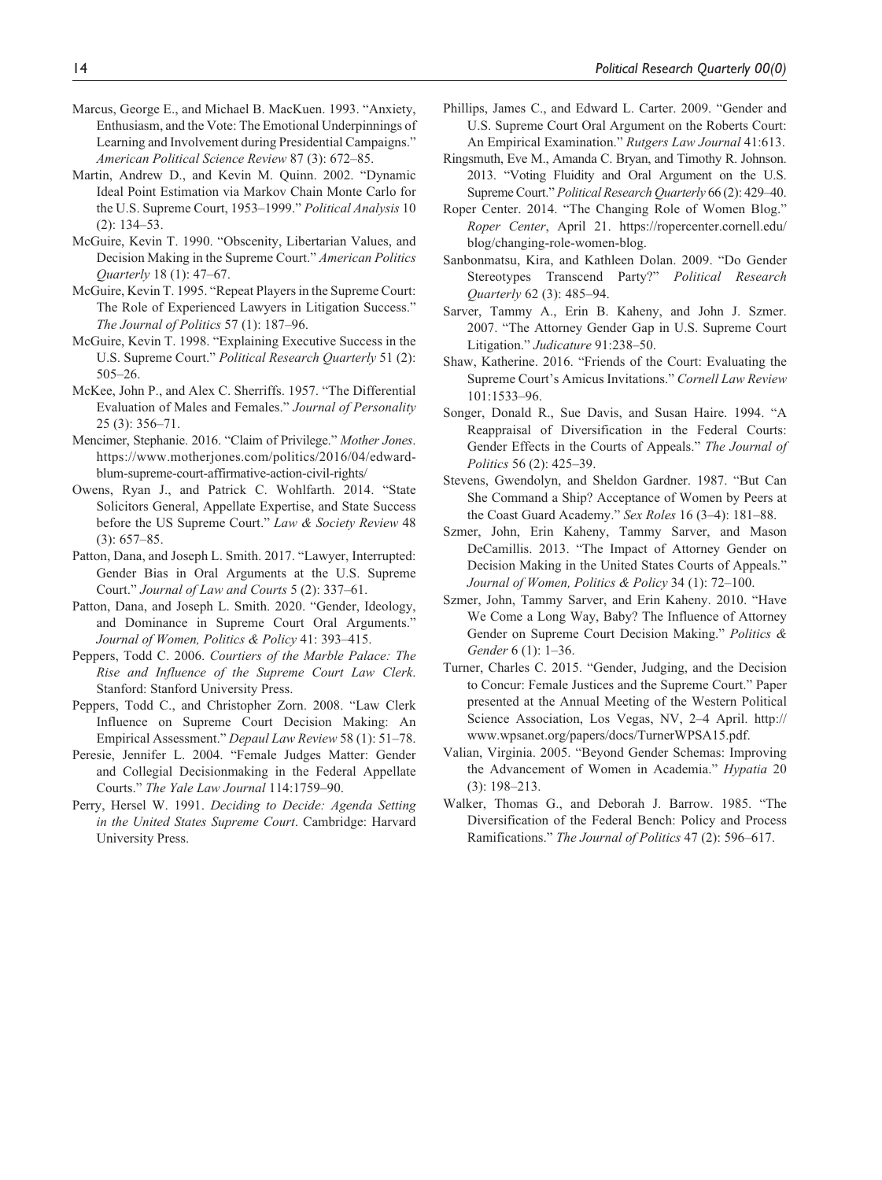Marcus, George E., and Michael B. MacKuen. 1993. "Anxiety, Enthusiasm, and the Vote: The Emotional Underpinnings of Learning and Involvement during Presidential Campaigns." *American Political Science Review* 87 (3): 672–85.

Martin, Andrew D., and Kevin M. Quinn. 2002. "Dynamic Ideal Point Estimation via Markov Chain Monte Carlo for the U.S. Supreme Court, 1953–1999." *Political Analysis* 10 (2): 134–53.

McGuire, Kevin T. 1990. "Obscenity, Libertarian Values, and Decision Making in the Supreme Court." *American Politics Quarterly* 18 (1): 47–67.

McGuire, Kevin T. 1995. "Repeat Players in the Supreme Court: The Role of Experienced Lawyers in Litigation Success." *The Journal of Politics* 57 (1): 187–96.

McGuire, Kevin T. 1998. "Explaining Executive Success in the U.S. Supreme Court." *Political Research Quarterly* 51 (2): 505–26.

McKee, John P., and Alex C. Sherriffs. 1957. "The Differential Evaluation of Males and Females." *Journal of Personality* 25 (3): 356–71.

Mencimer, Stephanie. 2016. "Claim of Privilege." *Mother Jones*. https://www.motherjones.com/politics/2016/04/edward-blum-supreme-court-affirmative-action-civil-rights/

Owens, Ryan J., and Patrick C. Wohlfarth. 2014. "State Solicitors General, Appellate Expertise, and State Success before the US Supreme Court." *Law & Society Review* 48 (3): 657–85.

Patton, Dana, and Joseph L. Smith. 2017. "Lawyer, Interrupted: Gender Bias in Oral Arguments at the U.S. Supreme Court." *Journal of Law and Courts* 5 (2): 337–61.

Patton, Dana, and Joseph L. Smith. 2020. "Gender, Ideology, and Dominance in Supreme Court Oral Arguments." *Journal of Women, Politics & Policy* 41: 393–415.

Peppers, Todd C. 2006. *Courtiers of the Marble Palace: The Rise and Influence of the Supreme Court Law Clerk*. Stanford: Stanford University Press.

Peppers, Todd C., and Christopher Zorn. 2008. "Law Clerk Influence on Supreme Court Decision Making: An Empirical Assessment." *Depaul Law Review* 58 (1): 51–78.

Peresie, Jennifer L. 2004. "Female Judges Matter: Gender and Collegial Decisionmaking in the Federal Appellate Courts." *The Yale Law Journal* 114:1759–90.

Perry, Hersel W. 1991. *Deciding to Decide: Agenda Setting in the United States Supreme Court*. Cambridge: Harvard University Press.

Phillips, James C., and Edward L. Carter. 2009. "Gender and U.S. Supreme Court Oral Argument on the Roberts Court: An Empirical Examination." *Rutgers Law Journal* 41:613.

Ringsmuth, Eve M., Amanda C. Bryan, and Timothy R. Johnson. 2013. "Voting Fluidity and Oral Argument on the U.S. Supreme Court." *Political Research Quarterly* 66 (2): 429–40.

Roper Center. 2014. "The Changing Role of Women Blog." *Roper Center*, April 21. https://ropercenter.cornell.edu/blog/changing-role-women-blog.

Sanbonmatsu, Kira, and Kathleen Dolan. 2009. "Do Gender Stereotypes Transcend Party?" *Political Research Quarterly* 62 (3): 485–94.

Sarver, Tammy A., Erin B. Kaheny, and John J. Szmer. 2007. "The Attorney Gender Gap in U.S. Supreme Court Litigation." *Judicature* 91:238–50.

Shaw, Katherine. 2016. "Friends of the Court: Evaluating the Supreme Court's Amicus Invitations." *Cornell Law Review* 101:1533–96.

Songer, Donald R., Sue Davis, and Susan Haire. 1994. "A Reappraisal of Diversification in the Federal Courts: Gender Effects in the Courts of Appeals." *The Journal of Politics* 56 (2): 425–39.

Stevens, Gwendolyn, and Sheldon Gardner. 1987. "But Can She Command a Ship? Acceptance of Women by Peers at the Coast Guard Academy." *Sex Roles* 16 (3–4): 181–88.

Szmer, John, Erin Kaheny, Tammy Sarver, and Mason DeCamillis. 2013. "The Impact of Attorney Gender on Decision Making in the United States Courts of Appeals." *Journal of Women, Politics & Policy* 34 (1): 72–100.

Szmer, John, Tammy Sarver, and Erin Kaheny. 2010. "Have We Come a Long Way, Baby? The Influence of Attorney Gender on Supreme Court Decision Making." *Politics & Gender* 6 (1): 1–36.

Turner, Charles C. 2015. "Gender, Judging, and the Decision to Concur: Female Justices and the Supreme Court." Paper presented at the Annual Meeting of the Western Political Science Association, Los Vegas, NV, 2–4 April. http://www.wpsanet.org/papers/docs/TurnerWPSA15.pdf.

Valian, Virginia. 2005. "Beyond Gender Schemas: Improving the Advancement of Women in Academia." *Hypatia* 20 (3): 198–213.

Walker, Thomas G., and Deborah J. Barrow. 1985. "The Diversification of the Federal Bench: Policy and Process Ramifications." *The Journal of Politics* 47 (2): 596–617.